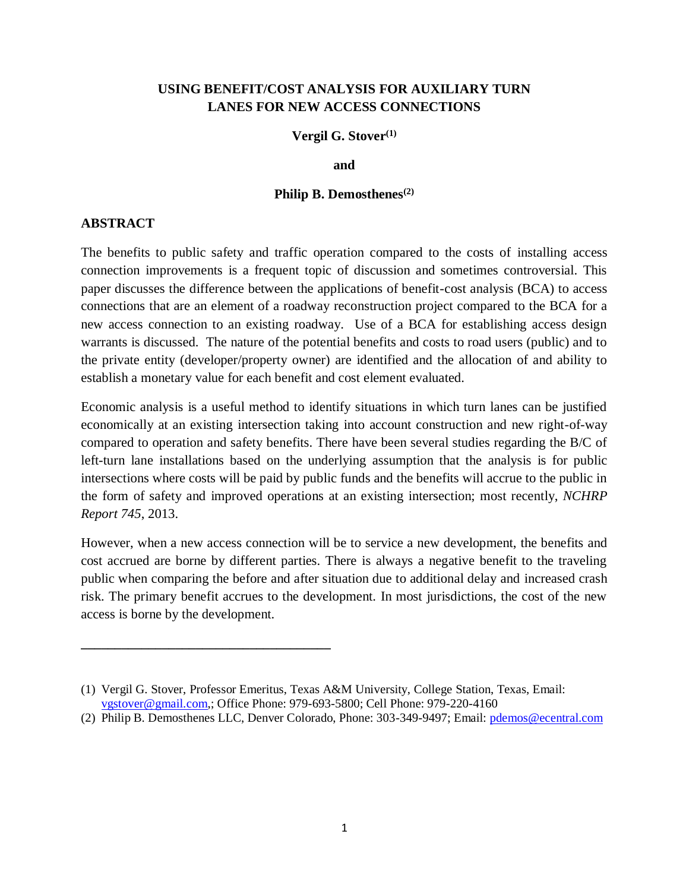# USING BENEFIT/COST ANALYSIS FOR AUXILIARY TURN LANES FOR NEW ACCESS CONNECTIONS

**Vergil G. Stover[(1)]**

**and**

**Philip B. Demosthenes[(2)]**

## ABSTRACT

The benefits to public safety and traffic operation compared to the costs of installing access connection improvements is a frequent topic of discussion and sometimes controversial. This paper discusses the difference between the applications of benefit-cost analysis (BCA) to access connections that are an element of a roadway reconstruction project compared to the BCA for a new access connection to an existing roadway. Use of a BCA for establishing access design warrants is discussed. The nature of the potential benefits and costs to road users (public) and to the private entity (developer/property owner) are identified and the allocation of and ability to establish a monetary value for each benefit and cost element evaluated.

Economic analysis is a useful method to identify situations in which turn lanes can be justified economically at an existing intersection taking into account construction and new right-of-way compared to operation and safety benefits. There have been several studies regarding the B/C of left-turn lane installations based on the underlying assumption that the analysis is for public intersections where costs will be paid by public funds and the benefits will accrue to the public in the form of safety and improved operations at an existing intersection; most recently, *NCHRP Report 745*, 2013.

However, when a new access connection will be to service a new development, the benefits and cost accrued are borne by different parties. There is always a negative benefit to the traveling public when comparing the before and after situation due to additional delay and increased crash risk. The primary benefit accrues to the development. In most jurisdictions, the cost of the new access is borne by the development.

---

(1) Vergil G. Stover, Professor Emeritus, Texas A&M University, College Station, Texas, Email: vgstover@gmail.com,; Office Phone: 979-693-5800; Cell Phone: 979-220-4160

(2) Philip B. Demosthenes LLC, Denver Colorado, Phone: 303-349-9497; Email: pdemos@ecentral.com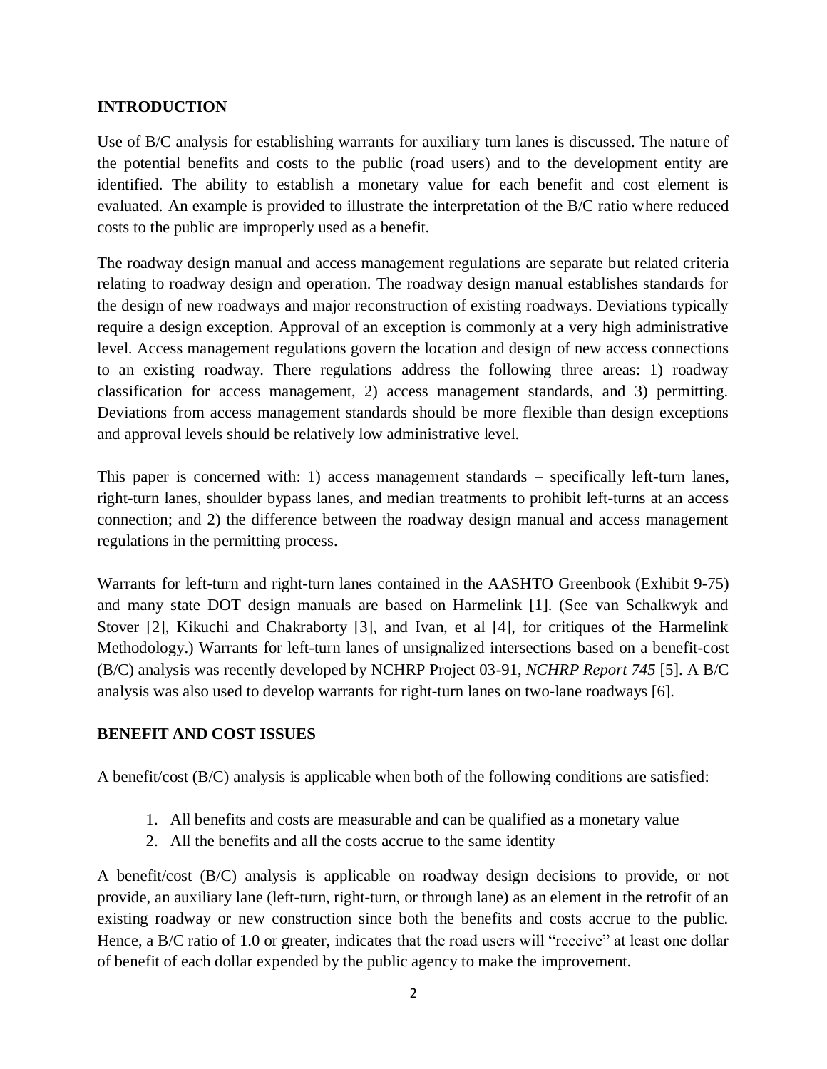## INTRODUCTION

Use of B/C analysis for establishing warrants for auxiliary turn lanes is discussed. The nature of the potential benefits and costs to the public (road users) and to the development entity are identified. The ability to establish a monetary value for each benefit and cost element is evaluated. An example is provided to illustrate the interpretation of the B/C ratio where reduced costs to the public are improperly used as a benefit.

The roadway design manual and access management regulations are separate but related criteria relating to roadway design and operation. The roadway design manual establishes standards for the design of new roadways and major reconstruction of existing roadways. Deviations typically require a design exception. Approval of an exception is commonly at a very high administrative level. Access management regulations govern the location and design of new access connections to an existing roadway. There regulations address the following three areas: 1) roadway classification for access management, 2) access management standards, and 3) permitting. Deviations from access management standards should be more flexible than design exceptions and approval levels should be relatively low administrative level.

This paper is concerned with: 1) access management standards – specifically left-turn lanes, right-turn lanes, shoulder bypass lanes, and median treatments to prohibit left-turns at an access connection; and 2) the difference between the roadway design manual and access management regulations in the permitting process.

Warrants for left-turn and right-turn lanes contained in the AASHTO Greenbook (Exhibit 9-75) and many state DOT design manuals are based on Harmelink [1]. (See van Schalkwyk and Stover [2], Kikuchi and Chakraborty [3], and Ivan, et al [4], for critiques of the Harmelink Methodology.) Warrants for left-turn lanes of unsignalized intersections based on a benefit-cost (B/C) analysis was recently developed by NCHRP Project 03-91, *NCHRP Report 745* [5]. A B/C analysis was also used to develop warrants for right-turn lanes on two-lane roadways [6].

## BENEFIT AND COST ISSUES

A benefit/cost (B/C) analysis is applicable when both of the following conditions are satisfied:

1. All benefits and costs are measurable and can be qualified as a monetary value
2. All the benefits and all the costs accrue to the same identity

A benefit/cost (B/C) analysis is applicable on roadway design decisions to provide, or not provide, an auxiliary lane (left-turn, right-turn, or through lane) as an element in the retrofit of an existing roadway or new construction since both the benefits and costs accrue to the public. Hence, a B/C ratio of 1.0 or greater, indicates that the road users will "receive" at least one dollar of benefit of each dollar expended by the public agency to make the improvement.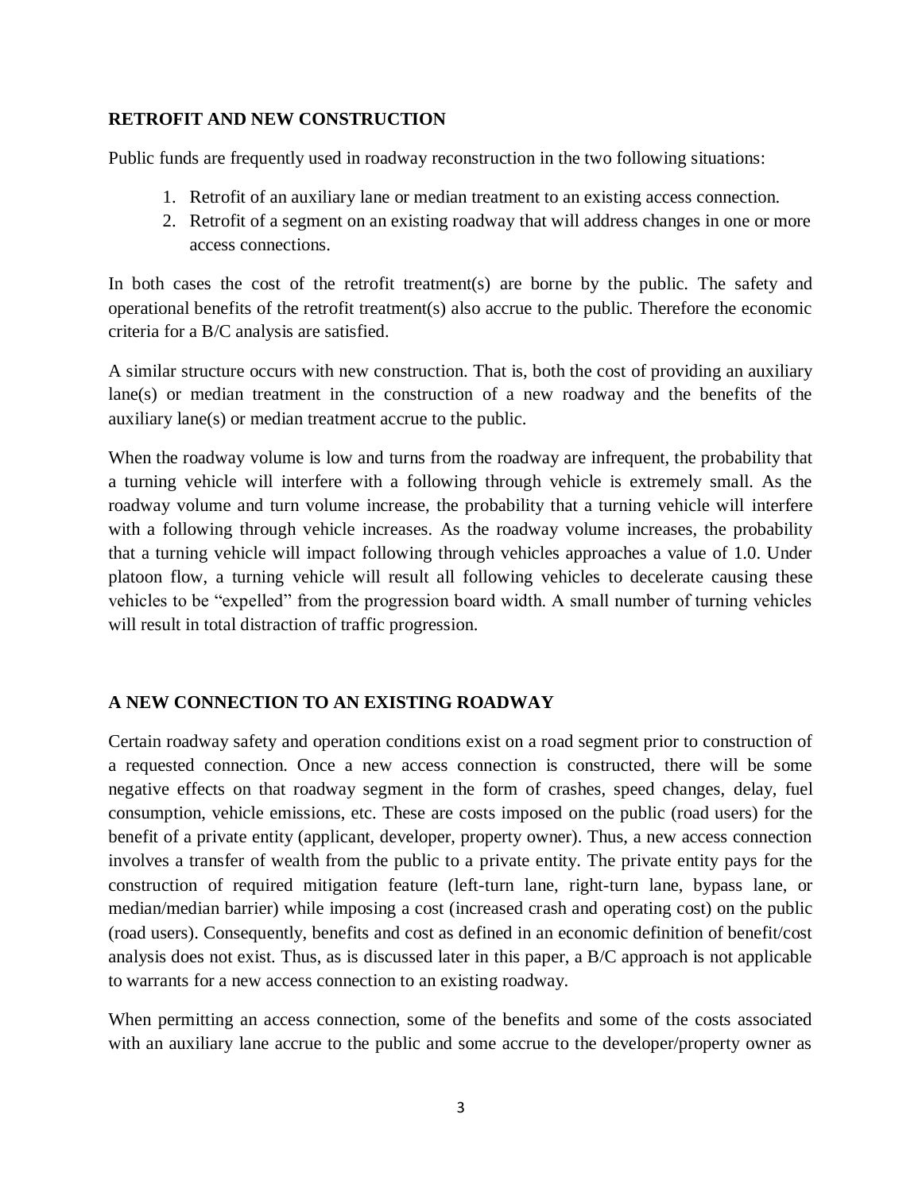## RETROFIT AND NEW CONSTRUCTION

Public funds are frequently used in roadway reconstruction in the two following situations:

1. Retrofit of an auxiliary lane or median treatment to an existing access connection.
2. Retrofit of a segment on an existing roadway that will address changes in one or more access connections.

In both cases the cost of the retrofit treatment(s) are borne by the public. The safety and operational benefits of the retrofit treatment(s) also accrue to the public. Therefore the economic criteria for a B/C analysis are satisfied.

A similar structure occurs with new construction. That is, both the cost of providing an auxiliary lane(s) or median treatment in the construction of a new roadway and the benefits of the auxiliary lane(s) or median treatment accrue to the public.

When the roadway volume is low and turns from the roadway are infrequent, the probability that a turning vehicle will interfere with a following through vehicle is extremely small. As the roadway volume and turn volume increase, the probability that a turning vehicle will interfere with a following through vehicle increases. As the roadway volume increases, the probability that a turning vehicle will impact following through vehicles approaches a value of 1.0. Under platoon flow, a turning vehicle will result all following vehicles to decelerate causing these vehicles to be "expelled" from the progression board width. A small number of turning vehicles will result in total distraction of traffic progression.

## A NEW CONNECTION TO AN EXISTING ROADWAY

Certain roadway safety and operation conditions exist on a road segment prior to construction of a requested connection. Once a new access connection is constructed, there will be some negative effects on that roadway segment in the form of crashes, speed changes, delay, fuel consumption, vehicle emissions, etc. These are costs imposed on the public (road users) for the benefit of a private entity (applicant, developer, property owner). Thus, a new access connection involves a transfer of wealth from the public to a private entity. The private entity pays for the construction of required mitigation feature (left-turn lane, right-turn lane, bypass lane, or median/median barrier) while imposing a cost (increased crash and operating cost) on the public (road users). Consequently, benefits and cost as defined in an economic definition of benefit/cost analysis does not exist. Thus, as is discussed later in this paper, a B/C approach is not applicable to warrants for a new access connection to an existing roadway.

When permitting an access connection, some of the benefits and some of the costs associated with an auxiliary lane accrue to the public and some accrue to the developer/property owner as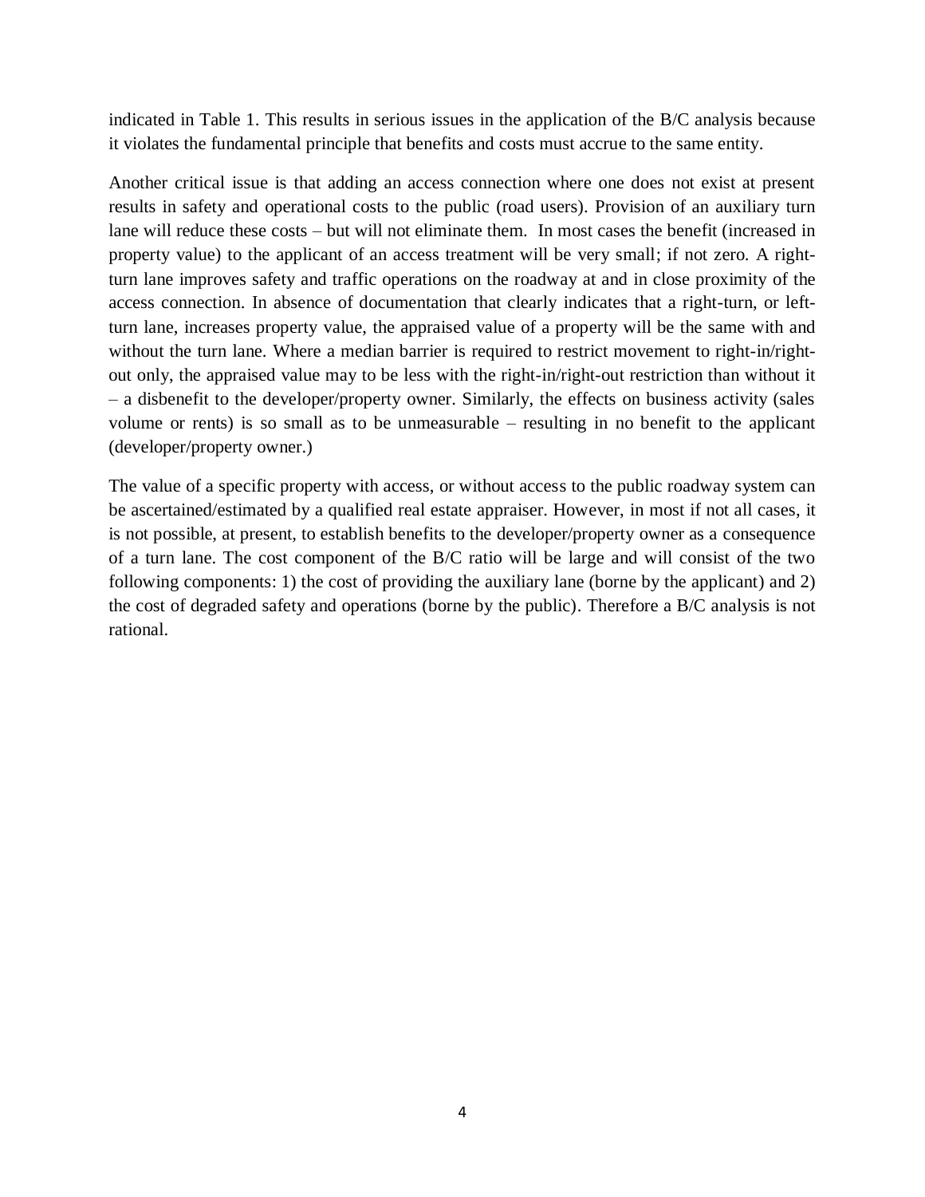indicated in Table 1. This results in serious issues in the application of the B/C analysis because it violates the fundamental principle that benefits and costs must accrue to the same entity.

Another critical issue is that adding an access connection where one does not exist at present results in safety and operational costs to the public (road users). Provision of an auxiliary turn lane will reduce these costs – but will not eliminate them. In most cases the benefit (increased in property value) to the applicant of an access treatment will be very small; if not zero. A right-turn lane improves safety and traffic operations on the roadway at and in close proximity of the access connection. In absence of documentation that clearly indicates that a right-turn, or left-turn lane, increases property value, the appraised value of a property will be the same with and without the turn lane. Where a median barrier is required to restrict movement to right-in/right-out only, the appraised value may to be less with the right-in/right-out restriction than without it – a disbenefit to the developer/property owner. Similarly, the effects on business activity (sales volume or rents) is so small as to be unmeasurable – resulting in no benefit to the applicant (developer/property owner.)

The value of a specific property with access, or without access to the public roadway system can be ascertained/estimated by a qualified real estate appraiser. However, in most if not all cases, it is not possible, at present, to establish benefits to the developer/property owner as a consequence of a turn lane. The cost component of the B/C ratio will be large and will consist of the two following components: 1) the cost of providing the auxiliary lane (borne by the applicant) and 2) the cost of degraded safety and operations (borne by the public). Therefore a B/C analysis is not rational.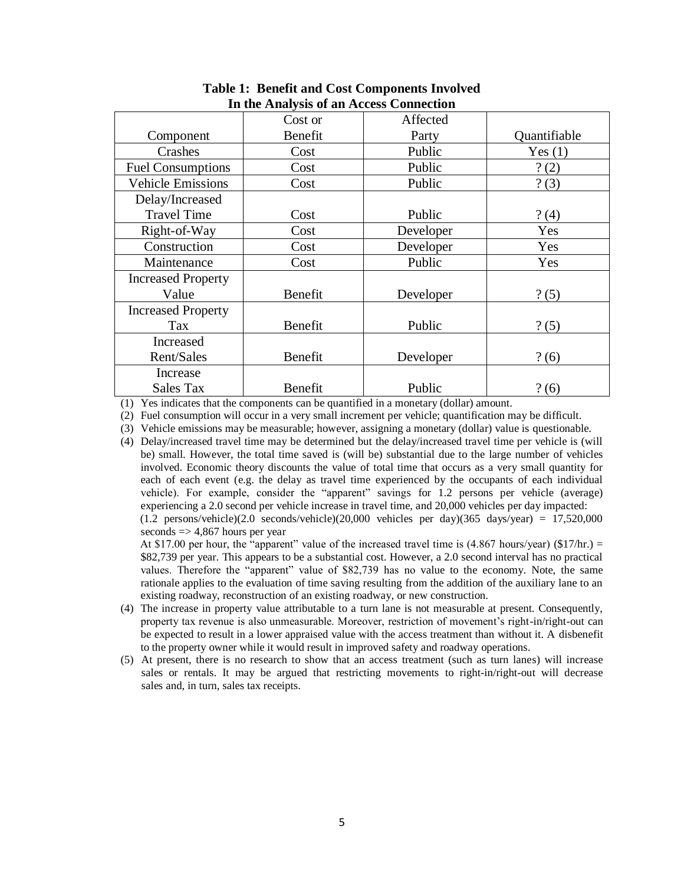**Table 1: Benefit and Cost Components Involved In the Analysis of an Access Connection**

| Component | Cost or Benefit | Affected Party | Quantifiable |
|---|---|---|---|
| Crashes | Cost | Public | Yes (1) |
| Fuel Consumptions | Cost | Public | ? (2) |
| Vehicle Emissions | Cost | Public | ? (3) |
| Delay/Increased Travel Time | Cost | Public | ? (4) |
| Right-of-Way | Cost | Developer | Yes |
| Construction | Cost | Developer | Yes |
| Maintenance | Cost | Public | Yes |
| Increased Property Value | Benefit | Developer | ? (5) |
| Increased Property Tax | Benefit | Public | ? (5) |
| Increased Rent/Sales | Benefit | Developer | ? (6) |
| Increase Sales Tax | Benefit | Public | ? (6) |

(1) Yes indicates that the components can be quantified in a monetary (dollar) amount.

(2) Fuel consumption will occur in a very small increment per vehicle; quantification may be difficult.

(3) Vehicle emissions may be measurable; however, assigning a monetary (dollar) value is questionable.

(4) Delay/increased travel time may be determined but the delay/increased travel time per vehicle is (will be) small. However, the total time saved is (will be) substantial due to the large number of vehicles involved. Economic theory discounts the value of total time that occurs as a very small quantity for each of each event (e.g. the delay as travel time experienced by the occupants of each individual vehicle). For example, consider the "apparent" savings for 1.2 persons per vehicle (average) experiencing a 2.0 second per vehicle increase in travel time, and 20,000 vehicles per day impacted:
(1.2 persons/vehicle)(2.0 seconds/vehicle)(20,000 vehicles per day)(365 days/year) = 17,520,000 seconds => 4,867 hours per year
At $17.00 per hour, the "apparent" value of the increased travel time is (4.867 hours/year) ($17/hr.) = $82,739 per year. This appears to be a substantial cost. However, a 2.0 second interval has no practical values. Therefore the "apparent" value of $82,739 has no value to the economy. Note, the same rationale applies to the evaluation of time saving resulting from the addition of the auxiliary lane to an existing roadway, reconstruction of an existing roadway, or new construction.

(4) The increase in property value attributable to a turn lane is not measurable at present. Consequently, property tax revenue is also unmeasurable. Moreover, restriction of movement's right-in/right-out can be expected to result in a lower appraised value with the access treatment than without it. A disbenefit to the property owner while it would result in improved safety and roadway operations.

(5) At present, there is no research to show that an access treatment (such as turn lanes) will increase sales or rentals. It may be argued that restricting movements to right-in/right-out will decrease sales and, in turn, sales tax receipts.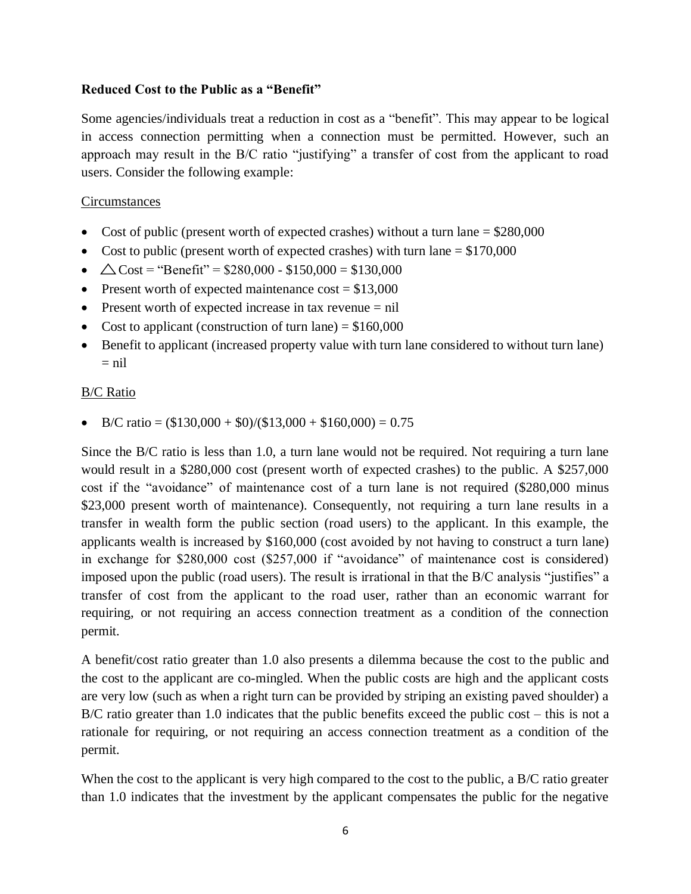**Reduced Cost to the Public as a "Benefit"**

Some agencies/individuals treat a reduction in cost as a "benefit". This may appear to be logical in access connection permitting when a connection must be permitted. However, such an approach may result in the B/C ratio "justifying" a transfer of cost from the applicant to road users. Consider the following example:

Circumstances

- Cost of public (present worth of expected crashes) without a turn lane = $280,000
- Cost to public (present worth of expected crashes) with turn lane = $170,000
- $\triangle$ Cost = "Benefit" = $280,000 - $150,000 = $130,000
- Present worth of expected maintenance cost = $13,000
- Present worth of expected increase in tax revenue = nil
- Cost to applicant (construction of turn lane) = $160,000
- Benefit to applicant (increased property value with turn lane considered to without turn lane) = nil

B/C Ratio

- B/C ratio = ($130,000 + $0)/($13,000 + $160,000) = 0.75

Since the B/C ratio is less than 1.0, a turn lane would not be required. Not requiring a turn lane would result in a $280,000 cost (present worth of expected crashes) to the public. A $257,000 cost if the "avoidance" of maintenance cost of a turn lane is not required ($280,000 minus $23,000 present worth of maintenance). Consequently, not requiring a turn lane results in a transfer in wealth form the public section (road users) to the applicant. In this example, the applicants wealth is increased by $160,000 (cost avoided by not having to construct a turn lane) in exchange for $280,000 cost ($257,000 if "avoidance" of maintenance cost is considered) imposed upon the public (road users). The result is irrational in that the B/C analysis "justifies" a transfer of cost from the applicant to the road user, rather than an economic warrant for requiring, or not requiring an access connection treatment as a condition of the connection permit.

A benefit/cost ratio greater than 1.0 also presents a dilemma because the cost to the public and the cost to the applicant are co-mingled. When the public costs are high and the applicant costs are very low (such as when a right turn can be provided by striping an existing paved shoulder) a B/C ratio greater than 1.0 indicates that the public benefits exceed the public cost – this is not a rationale for requiring, or not requiring an access connection treatment as a condition of the permit.

When the cost to the applicant is very high compared to the cost to the public, a B/C ratio greater than 1.0 indicates that the investment by the applicant compensates the public for the negative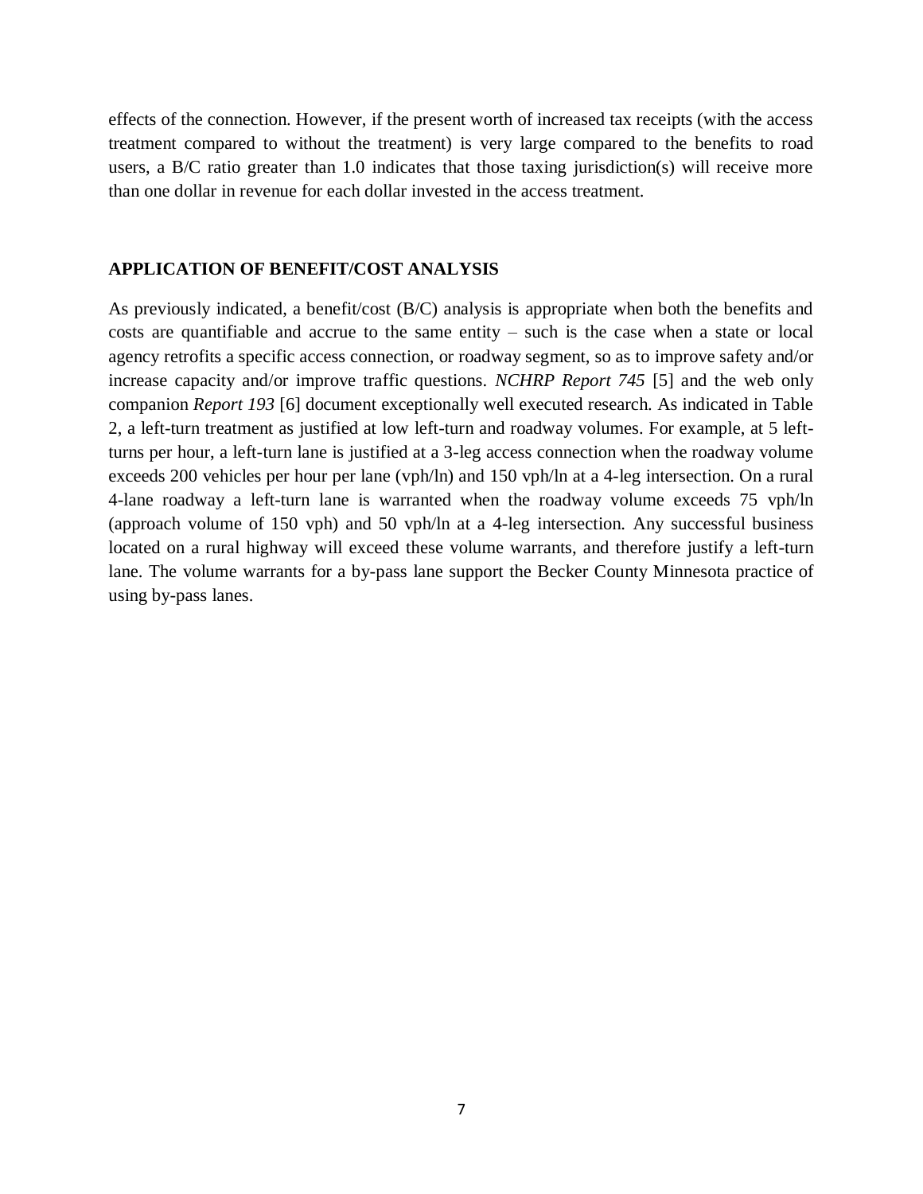effects of the connection. However, if the present worth of increased tax receipts (with the access treatment compared to without the treatment) is very large compared to the benefits to road users, a B/C ratio greater than 1.0 indicates that those taxing jurisdiction(s) will receive more than one dollar in revenue for each dollar invested in the access treatment.

## APPLICATION OF BENEFIT/COST ANALYSIS

As previously indicated, a benefit/cost (B/C) analysis is appropriate when both the benefits and costs are quantifiable and accrue to the same entity – such is the case when a state or local agency retrofits a specific access connection, or roadway segment, so as to improve safety and/or increase capacity and/or improve traffic questions. *NCHRP Report 745* [5] and the web only companion *Report 193* [6] document exceptionally well executed research. As indicated in Table 2, a left-turn treatment as justified at low left-turn and roadway volumes. For example, at 5 left-turns per hour, a left-turn lane is justified at a 3-leg access connection when the roadway volume exceeds 200 vehicles per hour per lane (vph/ln) and 150 vph/ln at a 4-leg intersection. On a rural 4-lane roadway a left-turn lane is warranted when the roadway volume exceeds 75 vph/ln (approach volume of 150 vph) and 50 vph/ln at a 4-leg intersection. Any successful business located on a rural highway will exceed these volume warrants, and therefore justify a left-turn lane. The volume warrants for a by-pass lane support the Becker County Minnesota practice of using by-pass lanes.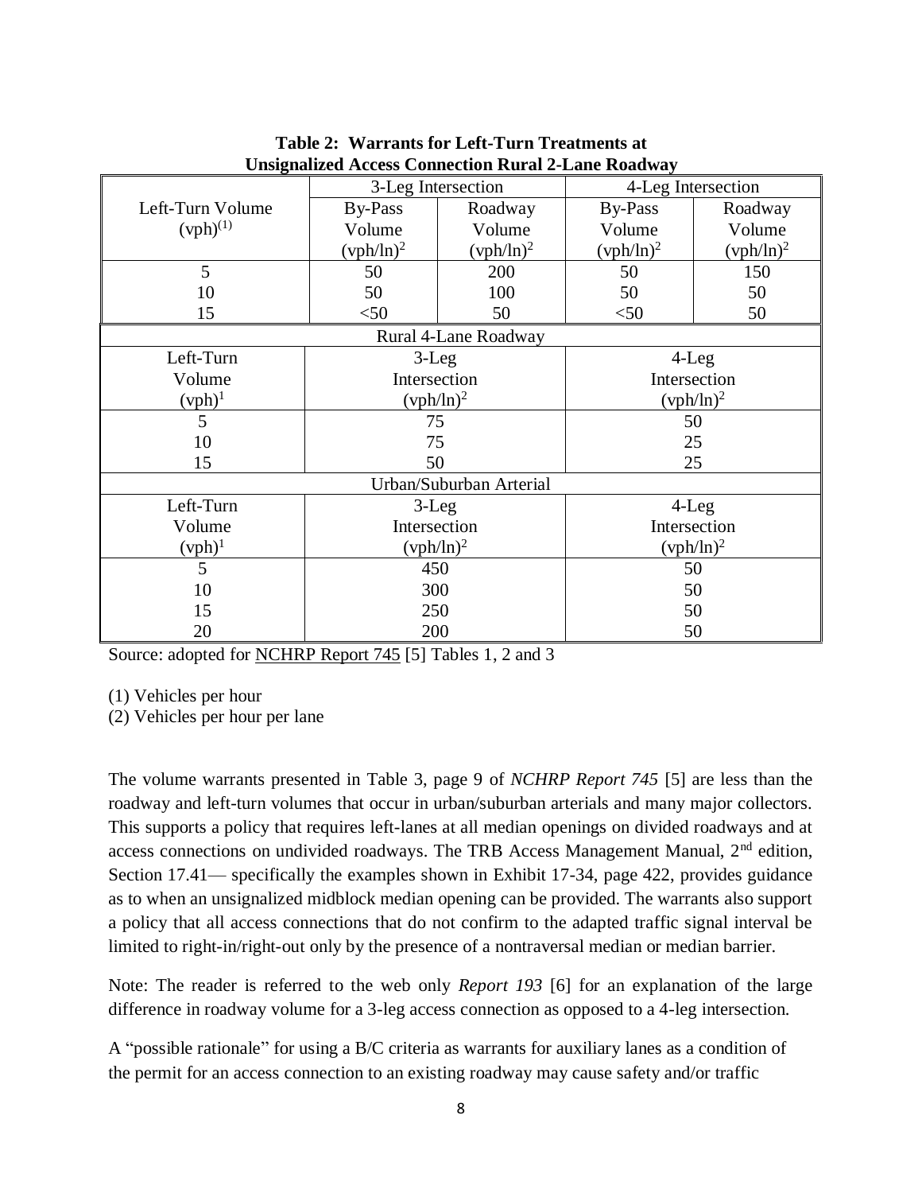**Table 2: Warrants for Left-Turn Treatments at Unsignalized Access Connection Rural 2-Lane Roadway**

| Left-Turn Volume (vph)(1) | 3-Leg Intersection | | 4-Leg Intersection | |
|---|---|---|---|---|
| | By-Pass Volume (vph/ln)2 | Roadway Volume (vph/ln)2 | By-Pass Volume (vph/ln)2 | Roadway Volume (vph/ln)2 |
| 5 | 50 | 200 | 50 | 150 |
| 10 | 50 | 100 | 50 | 50 |
| 15 | <50 | 50 | <50 | 50 |
| **Rural 4-Lane Roadway** | | | | |
| Left-Turn Volume (vph)1 | 3-Leg Intersection (vph/ln)2 | | 4-Leg Intersection (vph/ln)2 | |
| 5 | 75 | | 50 | |
| 10 | 75 | | 25 | |
| 15 | 50 | | 25 | |
| **Urban/Suburban Arterial** | | | | |
| Left-Turn Volume (vph)1 | 3-Leg Intersection (vph/ln)2 | | 4-Leg Intersection (vph/ln)2 | |
| 5 | 450 | | 50 | |
| 10 | 300 | | 50 | |
| 15 | 250 | | 50 | |
| 20 | 200 | | 50 | |

Source: adopted for NCHRP Report 745 [5] Tables 1, 2 and 3

(1) Vehicles per hour

(2) Vehicles per hour per lane

The volume warrants presented in Table 3, page 9 of *NCHRP Report 745* [5] are less than the roadway and left-turn volumes that occur in urban/suburban arterials and many major collectors. This supports a policy that requires left-lanes at all median openings on divided roadways and at access connections on undivided roadways. The TRB Access Management Manual, 2nd edition, Section 17.41— specifically the examples shown in Exhibit 17-34, page 422, provides guidance as to when an unsignalized midblock median opening can be provided. The warrants also support a policy that all access connections that do not confirm to the adapted traffic signal interval be limited to right-in/right-out only by the presence of a nontraversal median or median barrier.

Note: The reader is referred to the web only *Report 193* [6] for an explanation of the large difference in roadway volume for a 3-leg access connection as opposed to a 4-leg intersection.

A "possible rationale" for using a B/C criteria as warrants for auxiliary lanes as a condition of the permit for an access connection to an existing roadway may cause safety and/or traffic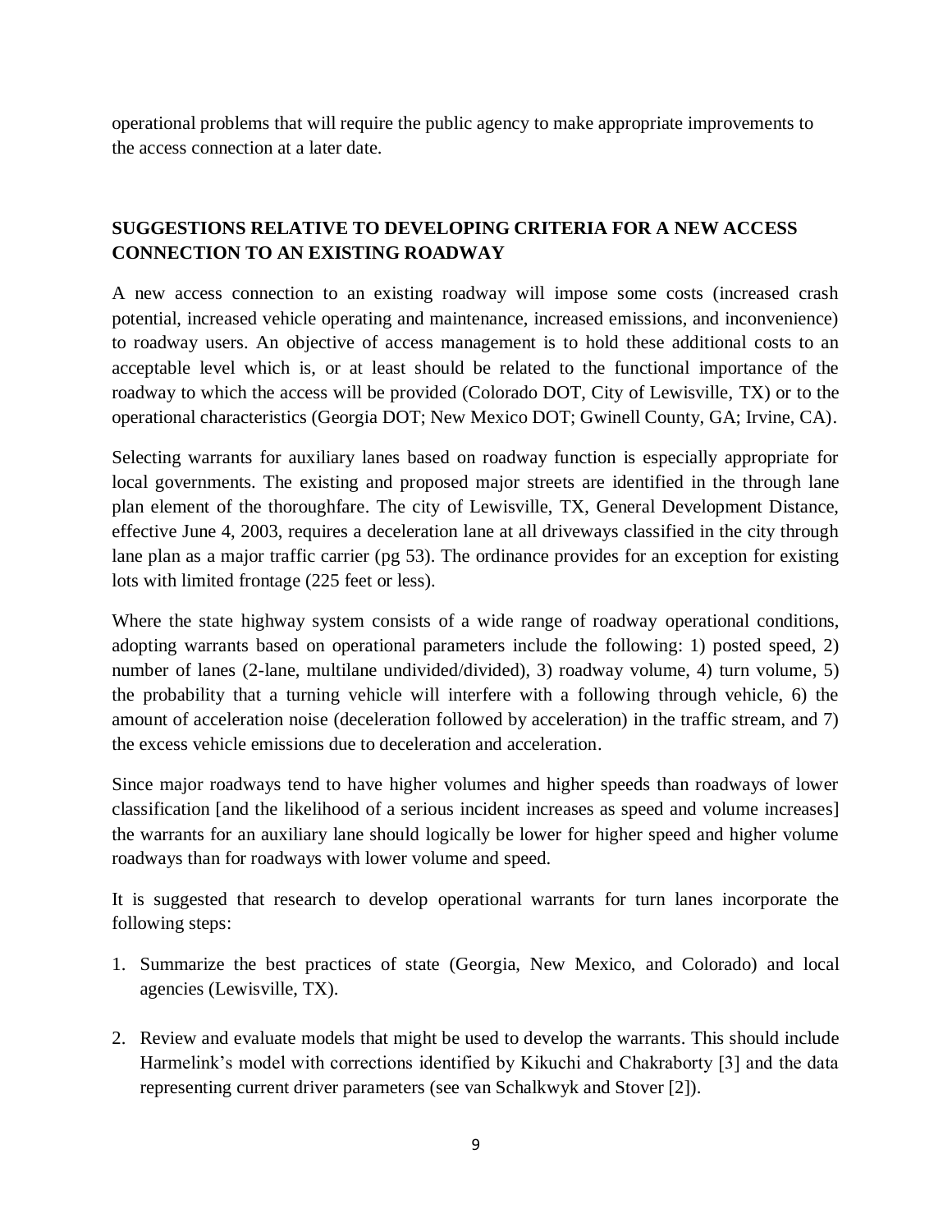operational problems that will require the public agency to make appropriate improvements to the access connection at a later date.

## SUGGESTIONS RELATIVE TO DEVELOPING CRITERIA FOR A NEW ACCESS CONNECTION TO AN EXISTING ROADWAY

A new access connection to an existing roadway will impose some costs (increased crash potential, increased vehicle operating and maintenance, increased emissions, and inconvenience) to roadway users. An objective of access management is to hold these additional costs to an acceptable level which is, or at least should be related to the functional importance of the roadway to which the access will be provided (Colorado DOT, City of Lewisville, TX) or to the operational characteristics (Georgia DOT; New Mexico DOT; Gwinell County, GA; Irvine, CA).

Selecting warrants for auxiliary lanes based on roadway function is especially appropriate for local governments. The existing and proposed major streets are identified in the through lane plan element of the thoroughfare. The city of Lewisville, TX, General Development Distance, effective June 4, 2003, requires a deceleration lane at all driveways classified in the city through lane plan as a major traffic carrier (pg 53). The ordinance provides for an exception for existing lots with limited frontage (225 feet or less).

Where the state highway system consists of a wide range of roadway operational conditions, adopting warrants based on operational parameters include the following: 1) posted speed, 2) number of lanes (2-lane, multilane undivided/divided), 3) roadway volume, 4) turn volume, 5) the probability that a turning vehicle will interfere with a following through vehicle, 6) the amount of acceleration noise (deceleration followed by acceleration) in the traffic stream, and 7) the excess vehicle emissions due to deceleration and acceleration.

Since major roadways tend to have higher volumes and higher speeds than roadways of lower classification [and the likelihood of a serious incident increases as speed and volume increases] the warrants for an auxiliary lane should logically be lower for higher speed and higher volume roadways than for roadways with lower volume and speed.

It is suggested that research to develop operational warrants for turn lanes incorporate the following steps:

1. Summarize the best practices of state (Georgia, New Mexico, and Colorado) and local agencies (Lewisville, TX).

2. Review and evaluate models that might be used to develop the warrants. This should include Harmelink's model with corrections identified by Kikuchi and Chakraborty [3] and the data representing current driver parameters (see van Schalkwyk and Stover [2]).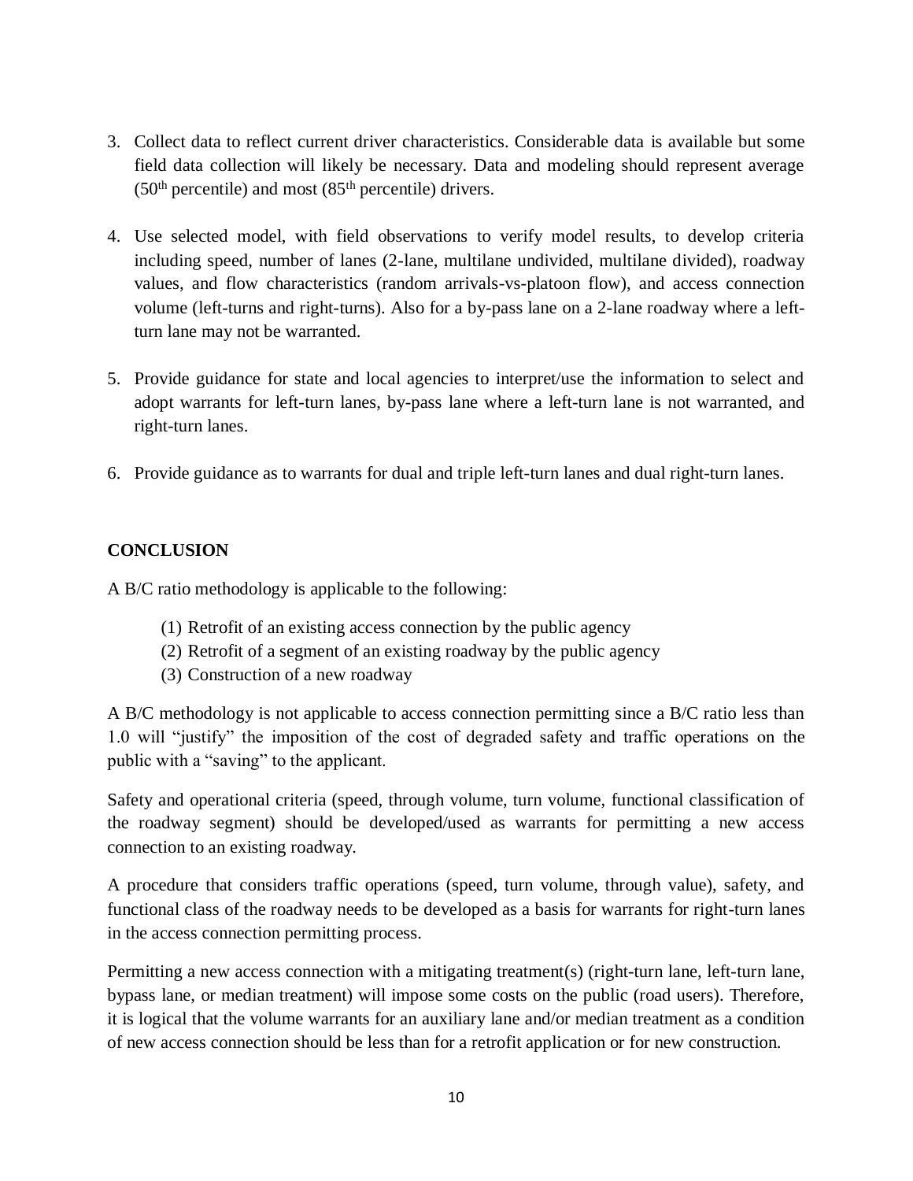3. Collect data to reflect current driver characteristics. Considerable data is available but some field data collection will likely be necessary. Data and modeling should represent average ($50^{th}$ percentile) and most ($85^{th}$ percentile) drivers.

4. Use selected model, with field observations to verify model results, to develop criteria including speed, number of lanes (2-lane, multilane undivided, multilane divided), roadway values, and flow characteristics (random arrivals-vs-platoon flow), and access connection volume (left-turns and right-turns). Also for a by-pass lane on a 2-lane roadway where a left-turn lane may not be warranted.

5. Provide guidance for state and local agencies to interpret/use the information to select and adopt warrants for left-turn lanes, by-pass lane where a left-turn lane is not warranted, and right-turn lanes.

6. Provide guidance as to warrants for dual and triple left-turn lanes and dual right-turn lanes.

## CONCLUSION

A B/C ratio methodology is applicable to the following:

(1) Retrofit of an existing access connection by the public agency
(2) Retrofit of a segment of an existing roadway by the public agency
(3) Construction of a new roadway

A B/C methodology is not applicable to access connection permitting since a B/C ratio less than 1.0 will "justify" the imposition of the cost of degraded safety and traffic operations on the public with a "saving" to the applicant.

Safety and operational criteria (speed, through volume, turn volume, functional classification of the roadway segment) should be developed/used as warrants for permitting a new access connection to an existing roadway.

A procedure that considers traffic operations (speed, turn volume, through value), safety, and functional class of the roadway needs to be developed as a basis for warrants for right-turn lanes in the access connection permitting process.

Permitting a new access connection with a mitigating treatment(s) (right-turn lane, left-turn lane, bypass lane, or median treatment) will impose some costs on the public (road users). Therefore, it is logical that the volume warrants for an auxiliary lane and/or median treatment as a condition of new access connection should be less than for a retrofit application or for new construction.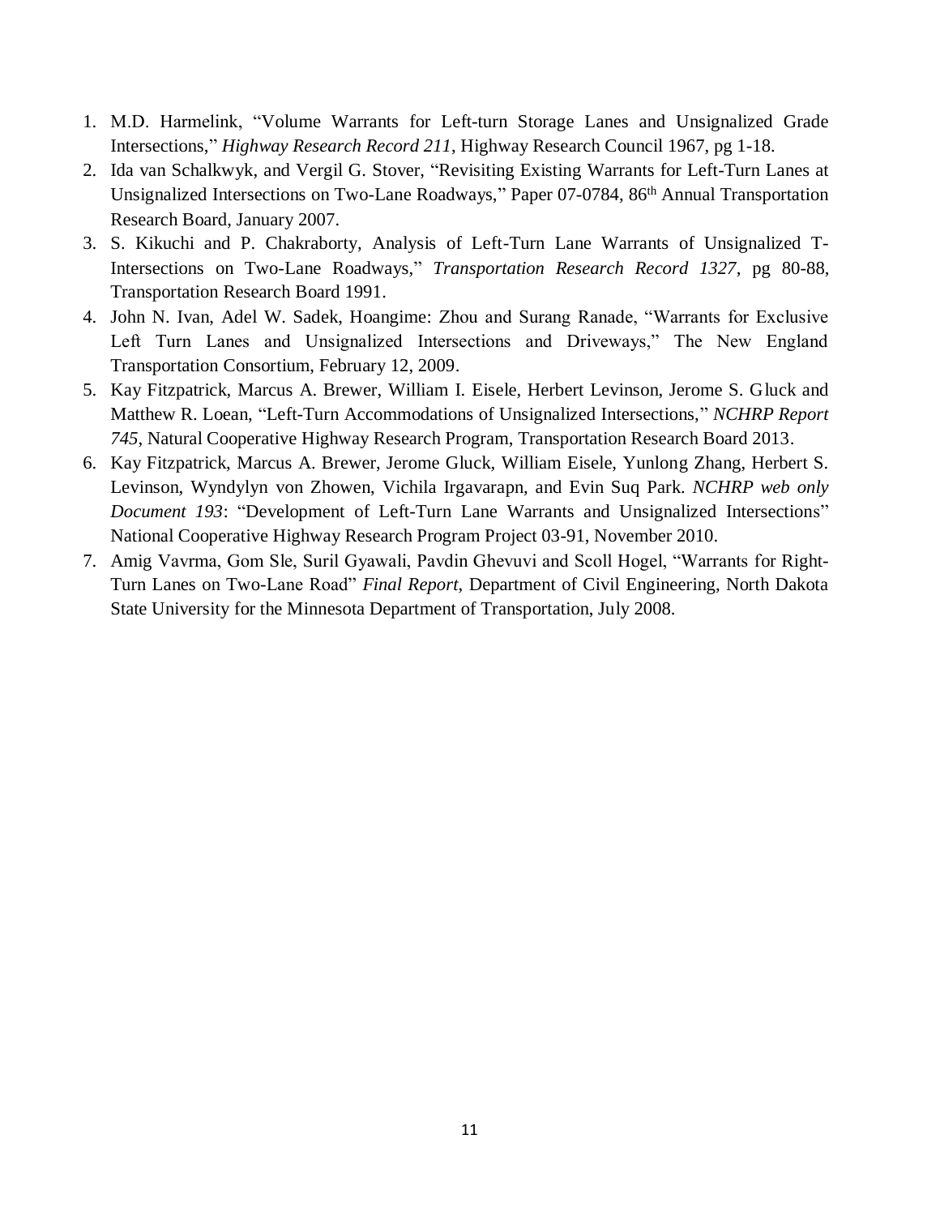1. M.D. Harmelink, "Volume Warrants for Left-turn Storage Lanes and Unsignalized Grade Intersections," *Highway Research Record 211*, Highway Research Council 1967, pg 1-18.
2. Ida van Schalkwyk, and Vergil G. Stover, "Revisiting Existing Warrants for Left-Turn Lanes at Unsignalized Intersections on Two-Lane Roadways," Paper 07-0784, 86th Annual Transportation Research Board, January 2007.
3. S. Kikuchi and P. Chakraborty, Analysis of Left-Turn Lane Warrants of Unsignalized T-Intersections on Two-Lane Roadways," *Transportation Research Record 1327*, pg 80-88, Transportation Research Board 1991.
4. John N. Ivan, Adel W. Sadek, Hoangime: Zhou and Surang Ranade, "Warrants for Exclusive Left Turn Lanes and Unsignalized Intersections and Driveways," The New England Transportation Consortium, February 12, 2009.
5. Kay Fitzpatrick, Marcus A. Brewer, William I. Eisele, Herbert Levinson, Jerome S. Gluck and Matthew R. Loean, "Left-Turn Accommodations of Unsignalized Intersections," *NCHRP Report 745*, Natural Cooperative Highway Research Program, Transportation Research Board 2013.
6. Kay Fitzpatrick, Marcus A. Brewer, Jerome Gluck, William Eisele, Yunlong Zhang, Herbert S. Levinson, Wyndylyn von Zhowen, Vichila Irgavarapn, and Evin Suq Park. *NCHRP web only Document 193*: "Development of Left-Turn Lane Warrants and Unsignalized Intersections" National Cooperative Highway Research Program Project 03-91, November 2010.
7. Amig Vavrma, Gom Sle, Suril Gyawali, Pavdin Ghevuvi and Scoll Hogel, "Warrants for Right-Turn Lanes on Two-Lane Road" *Final Report,* Department of Civil Engineering, North Dakota State University for the Minnesota Department of Transportation, July 2008.